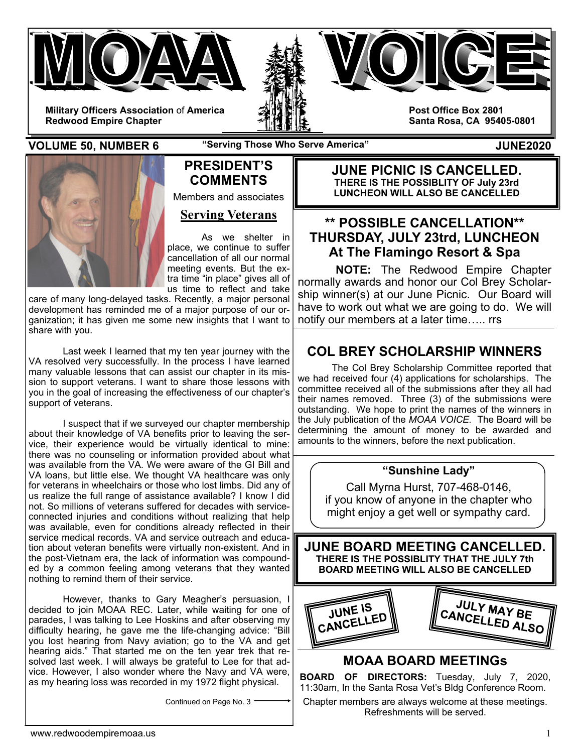# MOAA VOICE

**Military Officers Association** of **America**
**Redwood Empire Chapter**

**Post Office Box 2801**
**Santa Rosa, CA 95405-0801**

**VOLUME 50, NUMBER 6** — **"Serving Those Who Serve America"** — **JUNE2020**

## PRESIDENT'S COMMENTS

Members and associates

### Serving Veterans

As we shelter in place, we continue to suffer cancellation of all our normal meeting events. But the extra time "in place" gives all of us time to reflect and take care of many long-delayed tasks. Recently, a major personal development has reminded me of a major purpose of our organization; it has given me some new insights that I want to share with you.

Last week I learned that my ten year journey with the VA resolved very successfully. In the process I have learned many valuable lessons that can assist our chapter in its mission to support veterans. I want to share those lessons with you in the goal of increasing the effectiveness of our chapter's support of veterans.

I suspect that if we surveyed our chapter membership about their knowledge of VA benefits prior to leaving the service, their experience would be virtually identical to mine: there was no counseling or information provided about what was available from the VA. We were aware of the GI Bill and VA loans, but little else. We thought VA healthcare was only for veterans in wheelchairs or those who lost limbs. Did any of us realize the full range of assistance available? I know I did not. So millions of veterans suffered for decades with service-connected injuries and conditions without realizing that help was available, even for conditions already reflected in their service medical records. VA and service outreach and education about veteran benefits were virtually non-existent. And in the post-Vietnam era, the lack of information was compounded by a common feeling among veterans that they wanted nothing to remind them of their service.

However, thanks to Gary Meagher's persuasion, I decided to join MOAA REC. Later, while waiting for one of parades, I was talking to Lee Hoskins and after observing my difficulty hearing, he gave me the life-changing advice: "Bill you lost hearing from Navy aviation; go to the VA and get hearing aids." That started me on the ten year trek that resolved last week. I will always be grateful to Lee for that advice. However, I also wonder where the Navy and VA were, as my hearing loss was recorded in my 1972 flight physical.

Continued on Page No. 3 →

## JUNE PICNIC IS CANCELLED.

**THERE IS THE POSSIBLITY OF July 23rd LUNCHEON WILL ALSO BE CANCELLED**

## ** POSSIBLE CANCELLATION** THURSDAY, JULY 23trd, LUNCHEON At The Flamingo Resort & Spa

**NOTE:** The Redwood Empire Chapter normally awards and honor our Col Brey Scholarship winner(s) at our June Picnic. Our Board will have to work out what we are going to do. We will notify our members at a later time….. rrs

## COL BREY SCHOLARSHIP WINNERS

The Col Brey Scholarship Committee reported that we had received four (4) applications for scholarships. The committee received all of the submissions after they all had their names removed. Three (3) of the submissions were outstanding. We hope to print the names of the winners in the July publication of the *MOAA VOICE*. The Board will be determining the amount of money to be awarded and amounts to the winners, before the next publication.

### "Sunshine Lady"

Call Myrna Hurst, 707-468-0146,
if you know of anyone in the chapter who might enjoy a get well or sympathy card.

## JUNE BOARD MEETING CANCELLED.

**THERE IS THE POSSIBLITY THAT THE JULY 7th BOARD MEETING WILL ALSO BE CANCELLED**

JUNE IS CANCELLED

JULY MAY BE CANCELLED ALSO

## MOAA BOARD MEETINGs

**BOARD OF DIRECTORS:** Tuesday, July 7, 2020, 11:30am, In the Santa Rosa Vet's Bldg Conference Room.

Chapter members are always welcome at these meetings. Refreshments will be served.

www.redwoodempiremoaa.us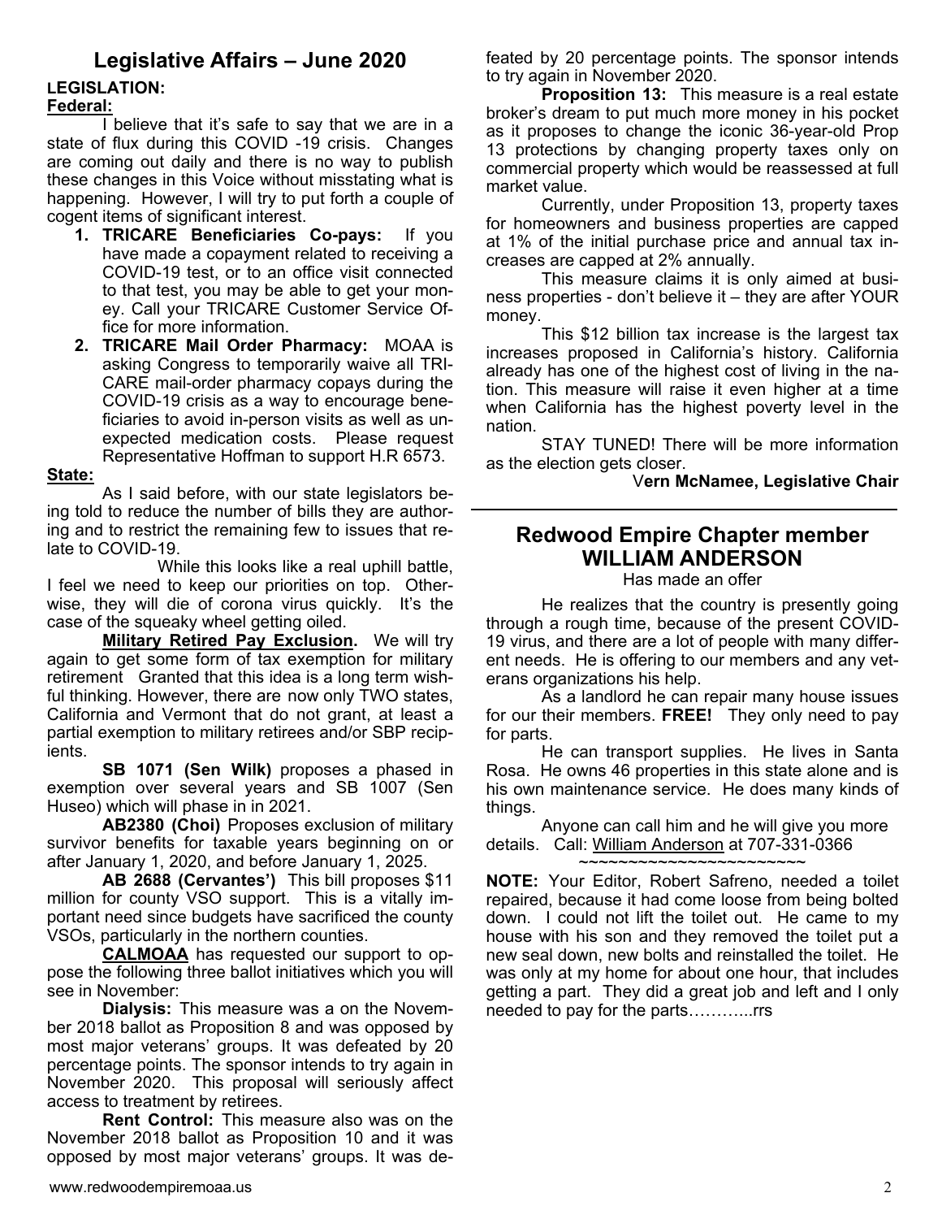## Legislative Affairs – June 2020

**LEGISLATION:**

**Federal:**

I believe that it's safe to say that we are in a state of flux during this COVID -19 crisis. Changes are coming out daily and there is no way to publish these changes in this Voice without misstating what is happening. However, I will try to put forth a couple of cogent items of significant interest.

1. **TRICARE Beneficiaries Co-pays:** If you have made a copayment related to receiving a COVID-19 test, or to an office visit connected to that test, you may be able to get your money. Call your TRICARE Customer Service Office for more information.
2. **TRICARE Mail Order Pharmacy:** MOAA is asking Congress to temporarily waive all TRICARE mail-order pharmacy copays during the COVID-19 crisis as a way to encourage beneficiaries to avoid in-person visits as well as unexpected medication costs. Please request Representative Hoffman to support H.R 6573.

**State:**

As I said before, with our state legislators being told to reduce the number of bills they are authoring and to restrict the remaining few to issues that relate to COVID-19.

While this looks like a real uphill battle, I feel we need to keep our priorities on top. Otherwise, they will die of corona virus quickly. It's the case of the squeaky wheel getting oiled.

**Military Retired Pay Exclusion.** We will try again to get some form of tax exemption for military retirement Granted that this idea is a long term wishful thinking. However, there are now only TWO states, California and Vermont that do not grant, at least a partial exemption to military retirees and/or SBP recipients.

**SB 1071 (Sen Wilk)** proposes a phased in exemption over several years and SB 1007 (Sen Huseo) which will phase in in 2021.

**AB2380 (Choi)** Proposes exclusion of military survivor benefits for taxable years beginning on or after January 1, 2020, and before January 1, 2025.

**AB 2688 (Cervantes')** This bill proposes $11 million for county VSO support. This is a vitally important need since budgets have sacrificed the county VSOs, particularly in the northern counties.

**CALMOAA** has requested our support to oppose the following three ballot initiatives which you will see in November:

**Dialysis:** This measure was a on the November 2018 ballot as Proposition 8 and was opposed by most major veterans' groups. It was defeated by 20 percentage points. The sponsor intends to try again in November 2020. This proposal will seriously affect access to treatment by retirees.

**Rent Control:** This measure also was on the November 2018 ballot as Proposition 10 and it was opposed by most major veterans' groups. It was defeated by 20 percentage points. The sponsor intends to try again in November 2020.

**Proposition 13:** This measure is a real estate broker's dream to put much more money in his pocket as it proposes to change the iconic 36-year-old Prop 13 protections by changing property taxes only on commercial property which would be reassessed at full market value.

Currently, under Proposition 13, property taxes for homeowners and business properties are capped at 1% of the initial purchase price and annual tax increases are capped at 2% annually.

This measure claims it is only aimed at business properties - don't believe it – they are after YOUR money.

This $12 billion tax increase is the largest tax increases proposed in California's history. California already has one of the highest cost of living in the nation. This measure will raise it even higher at a time when California has the highest poverty level in the nation.

STAY TUNED! There will be more information as the election gets closer.

V**ern McNamee, Legislative Chair**

---

## Redwood Empire Chapter member WILLIAM ANDERSON

Has made an offer

He realizes that the country is presently going through a rough time, because of the present COVID-19 virus, and there are a lot of people with many different needs. He is offering to our members and any veterans organizations his help.

As a landlord he can repair many house issues for our their members. **FREE!** They only need to pay for parts.

He can transport supplies. He lives in Santa Rosa. He owns 46 properties in this state alone and is his own maintenance service. He does many kinds of things.

Anyone can call him and he will give you more details. Call: William Anderson at 707-331-0366

~~~~~~~~~~~~~~~~~~~~~~~

**NOTE:** Your Editor, Robert Safreno, needed a toilet repaired, because it had come loose from being bolted down. I could not lift the toilet out. He came to my house with his son and they removed the toilet put a new seal down, new bolts and reinstalled the toilet. He was only at my home for about one hour, that includes getting a part. They did a great job and left and I only needed to pay for the parts………...rrs

www.redwoodempiremoaa.us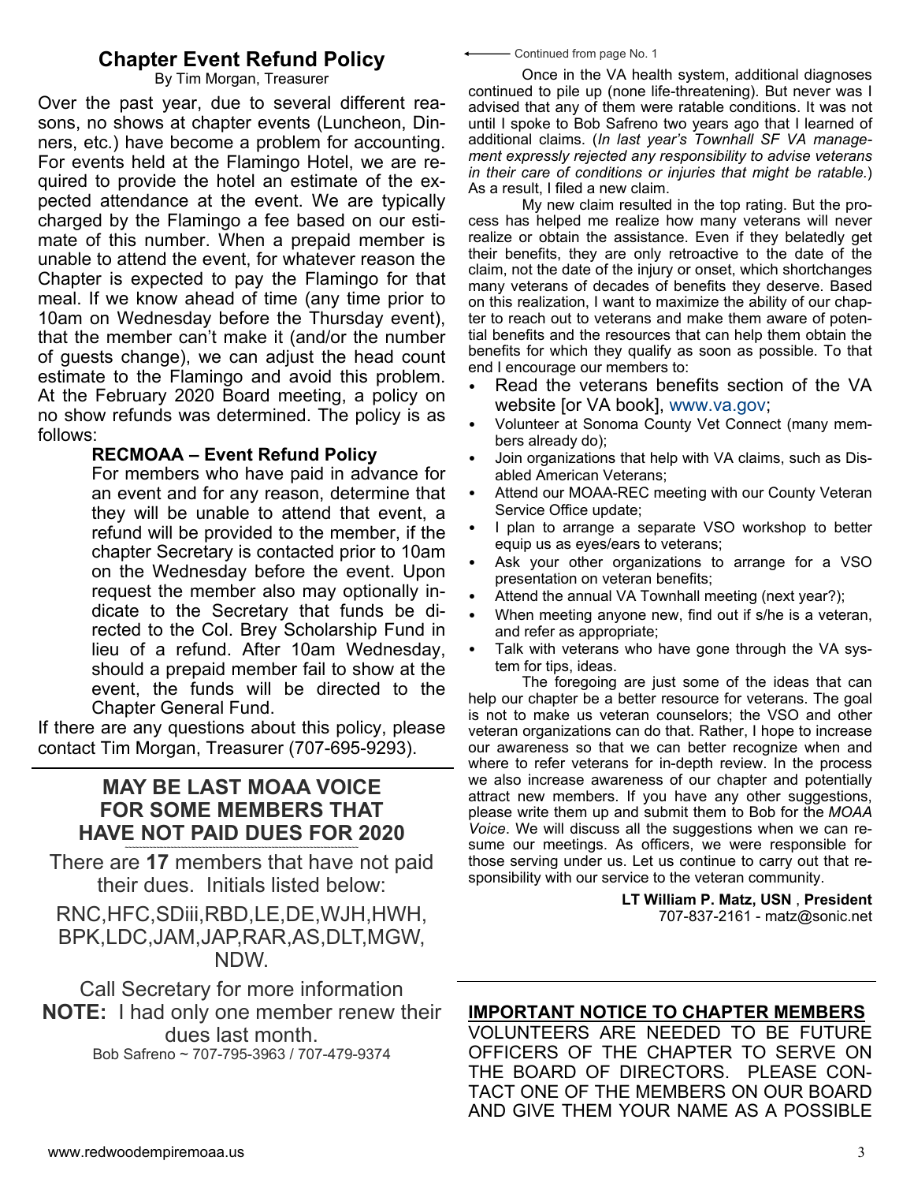## Chapter Event Refund Policy

By Tim Morgan, Treasurer

Over the past year, due to several different reasons, no shows at chapter events (Luncheon, Dinners, etc.) have become a problem for accounting. For events held at the Flamingo Hotel, we are required to provide the hotel an estimate of the expected attendance at the event. We are typically charged by the Flamingo a fee based on our estimate of this number. When a prepaid member is unable to attend the event, for whatever reason the Chapter is expected to pay the Flamingo for that meal. If we know ahead of time (any time prior to 10am on Wednesday before the Thursday event), that the member can't make it (and/or the number of guests change), we can adjust the head count estimate to the Flamingo and avoid this problem. At the February 2020 Board meeting, a policy on no show refunds was determined. The policy is as follows:

> **RECMOAA – Event Refund Policy**
>
> For members who have paid in advance for an event and for any reason, determine that they will be unable to attend that event, a refund will be provided to the member, if the chapter Secretary is contacted prior to 10am on the Wednesday before the event. Upon request the member also may optionally indicate to the Secretary that funds be directed to the Col. Brey Scholarship Fund in lieu of a refund. After 10am Wednesday, should a prepaid member fail to show at the event, the funds will be directed to the Chapter General Fund.

If there are any questions about this policy, please contact Tim Morgan, Treasurer (707-695-9293).

## MAY BE LAST MOAA VOICE FOR SOME MEMBERS THAT HAVE NOT PAID DUES FOR 2020

There are **17** members that have not paid their dues. Initials listed below:

RNC,HFC,SDiii,RBD,LE,DE,WJH,HWH, BPK,LDC,JAM,JAP,RAR,AS,DLT,MGW, NDW.

Call Secretary for more information

**NOTE:** I had only one member renew their dues last month.

Bob Safreno ~ 707-795-3963 / 707-479-9374

Continued from page No. 1

Once in the VA health system, additional diagnoses continued to pile up (none life-threatening). But never was I advised that any of them were ratable conditions. It was not until I spoke to Bob Safreno two years ago that I learned of additional claims. (*In last year's Townhall SF VA management expressly rejected any responsibility to advise veterans in their care of conditions or injuries that might be ratable.*) As a result, I filed a new claim.

My new claim resulted in the top rating. But the process has helped me realize how many veterans will never realize or obtain the assistance. Even if they belatedly get their benefits, they are only retroactive to the date of the claim, not the date of the injury or onset, which shortchanges many veterans of decades of benefits they deserve. Based on this realization, I want to maximize the ability of our chapter to reach out to veterans and make them aware of potential benefits and the resources that can help them obtain the benefits for which they qualify as soon as possible. To that end I encourage our members to:

- Read the veterans benefits section of the VA website [or VA book], www.va.gov;
- Volunteer at Sonoma County Vet Connect (many members already do);
- Join organizations that help with VA claims, such as Disabled American Veterans;
- Attend our MOAA-REC meeting with our County Veteran Service Office update;
- I plan to arrange a separate VSO workshop to better equip us as eyes/ears to veterans;
- Ask your other organizations to arrange for a VSO presentation on veteran benefits;
- Attend the annual VA Townhall meeting (next year?);
- When meeting anyone new, find out if s/he is a veteran, and refer as appropriate;
- Talk with veterans who have gone through the VA system for tips, ideas.

The foregoing are just some of the ideas that can help our chapter be a better resource for veterans. The goal is not to make us veteran counselors; the VSO and other veteran organizations can do that. Rather, I hope to increase our awareness so that we can better recognize when and where to refer veterans for in-depth review. In the process we also increase awareness of our chapter and potentially attract new members. If you have any other suggestions, please write them up and submit them to Bob for the *MOAA Voice*. We will discuss all the suggestions when we can resume our meetings. As officers, we were responsible for those serving under us. Let us continue to carry out that responsibility with our service to the veteran community.

**LT William P. Matz, USN**, **President**
707-837-2161 - matz@sonic.net

## IMPORTANT NOTICE TO CHAPTER MEMBERS

VOLUNTEERS ARE NEEDED TO BE FUTURE OFFICERS OF THE CHAPTER TO SERVE ON THE BOARD OF DIRECTORS. PLEASE CONTACT ONE OF THE MEMBERS ON OUR BOARD AND GIVE THEM YOUR NAME AS A POSSIBLE

www.redwoodempiremoaa.us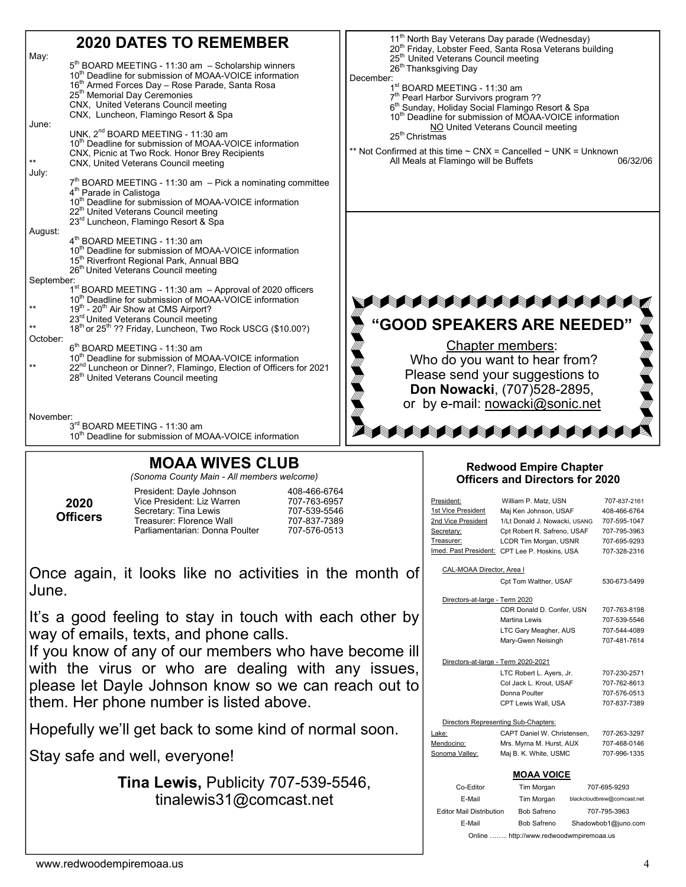## 2020 DATES TO REMEMBER

May:
- 5th BOARD MEETING - 11:30 am – Scholarship winners
- 10th Deadline for submission of MOAA-VOICE information
- 16th Armed Forces Day – Rose Parade, Santa Rosa
- 25th Memorial Day Ceremonies
- CNX, United Veterans Council meeting
- CNX, Luncheon, Flamingo Resort & Spa

June:
- UNK, 2nd BOARD MEETING - 11:30 am
- 10th Deadline for submission of MOAA-VOICE information
- CNX, Picnic at Two Rock. Honor Brey Recipients
- ** CNX, United Veterans Council meeting

July:
- 7th BOARD MEETING - 11:30 am – Pick a nominating committee
- 4th Parade in Calistoga
- 10th Deadline for submission of MOAA-VOICE information
- 22th United Veterans Council meeting
- 23rd Luncheon, Flamingo Resort & Spa

August:
- 4th BOARD MEETING - 11:30 am
- 10th Deadline for submission of MOAA-VOICE information
- 15th Riverfront Regional Park, Annual BBQ
- 26th United Veterans Council meeting

September:
- 1st BOARD MEETING - 11:30 am – Approval of 2020 officers
- 10th Deadline for submission of MOAA-VOICE information
- ** 19th - 20th Air Show at CMS Airport?
- 23rd United Veterans Council meeting
- ** 18th or 25th ?? Friday, Luncheon, Two Rock USCG ($10.00?)

October:
- 6th BOARD MEETING - 11:30 am
- 10th Deadline for submission of MOAA-VOICE information
- ** 22nd Luncheon or Dinner?, Flamingo, Election of Officers for 2021
- 28th United Veterans Council meeting

November:
- 3rd BOARD MEETING - 11:30 am
- 10th Deadline for submission of MOAA-VOICE information
- 11th North Bay Veterans Day parade (Wednesday)
- 20th Friday, Lobster Feed, Santa Rosa Veterans building
- 25th United Veterans Council meeting
- 26th Thanksgiving Day

December:
- 1st BOARD MEETING - 11:30 am
- 7th Pearl Harbor Survivors program ??
- 6th Sunday, Holiday Social Flamingo Resort & Spa
- 10th Deadline for submission of MOAA-VOICE information
- NO United Veterans Council meeting
- 25th Christmas

** Not Confirmed at this time ~ CNX = Cancelled ~ UNK = Unknown
All Meals at Flamingo will be Buffets 06/32/06

## "GOOD SPEAKERS ARE NEEDED"

Chapter members:
Who do you want to hear from?
Please send your suggestions to
**Don Nowacki**, (707)528-2895,
or by e-mail: nowacki@sonic.net

## MOAA WIVES CLUB

*(Sonoma County Main - All members welcome)*

**2020 Officers**

| | |
|---|---|
| President: Dayle Johnson | 408-466-6764 |
| Vice President: Liz Warren | 707-763-6957 |
| Secretary: Tina Lewis | 707-539-5546 |
| Treasurer: Florence Wall | 707-837-7389 |
| Parliamentarian: Donna Poulter | 707-576-0513 |

Once again, it looks like no activities in the month of June.

It's a good feeling to stay in touch with each other by way of emails, texts, and phone calls.
If you know of any of our members who have become ill with the virus or who are dealing with any issues, please let Dayle Johnson know so we can reach out to them. Her phone number is listed above.

Hopefully we'll get back to some kind of normal soon.

Stay safe and well, everyone!

**Tina Lewis,** Publicity 707-539-5546,
tinalewis31@comcast.net

### Redwood Empire Chapter Officers and Directors for 2020

| | | |
|---|---|---|
| President: | William P. Matz, USN | 707-837-2161 |
| 1st Vice President | Maj Ken Johnson, USAF | 408-466-6764 |
| 2nd Vice President | 1/Lt Donald J. Nowacki, USANG | 707-595-1047 |
| Secretary: | Cpt Robert R. Safreno, USAF | 707-795-3963 |
| Treasurer: | LCDR Tim Morgan, USNR | 707-695-9293 |
| Imed. Past President: | CPT Lee P. Hoskins, USA | 707-328-2316 |

CAL-MOAA Director, Area I

| | |
|---|---|
| Cpt Tom Walther, USAF | 530-673-5499 |

Directors-at-large - Term 2020

| | |
|---|---|
| CDR Donald D. Confer, USN | 707-763-8198 |
| Martina Lewis | 707-539-5546 |
| LTC Gary Meagher, AUS | 707-544-4089 |
| Mary-Gwen Neisingh | 707-481-7614 |

Directors-at-large - Term 2020-2021

| | |
|---|---|
| LTC Robert L. Ayers, Jr. | 707-230-2571 |
| Col Jack L. Krout, USAF | 707-762-8613 |
| Donna Poulter | 707-576-0513 |
| CPT Lewis Wall, USA | 707-837-7389 |

Directors Representing Sub-Chapters:

| | | |
|---|---|---|
| Lake: | CAPT Daniel W. Christensen, | 707-263-3297 |
| Mendocino: | Mrs. Myrna M. Hurst, AUX | 707-468-0146 |
| Sonoma Valley: | Maj B. K. White, USMC | 707-996-1335 |

#### MOAA VOICE

| | | |
|---|---|---|
| Co-Editor | Tim Morgan | 707-695-9293 |
| E-Mail | Tim Morgan | blackcloudbrew@comcast.net |
| Editor Mail Distribution | Bob Safreno | 707-795-3963 |
| E-Mail | Bob Safreno | Shadowbob1@juno.com |

Online …….. http://www.redwoodwmpiremoaa.us

www.redwoodempiremoaa.us